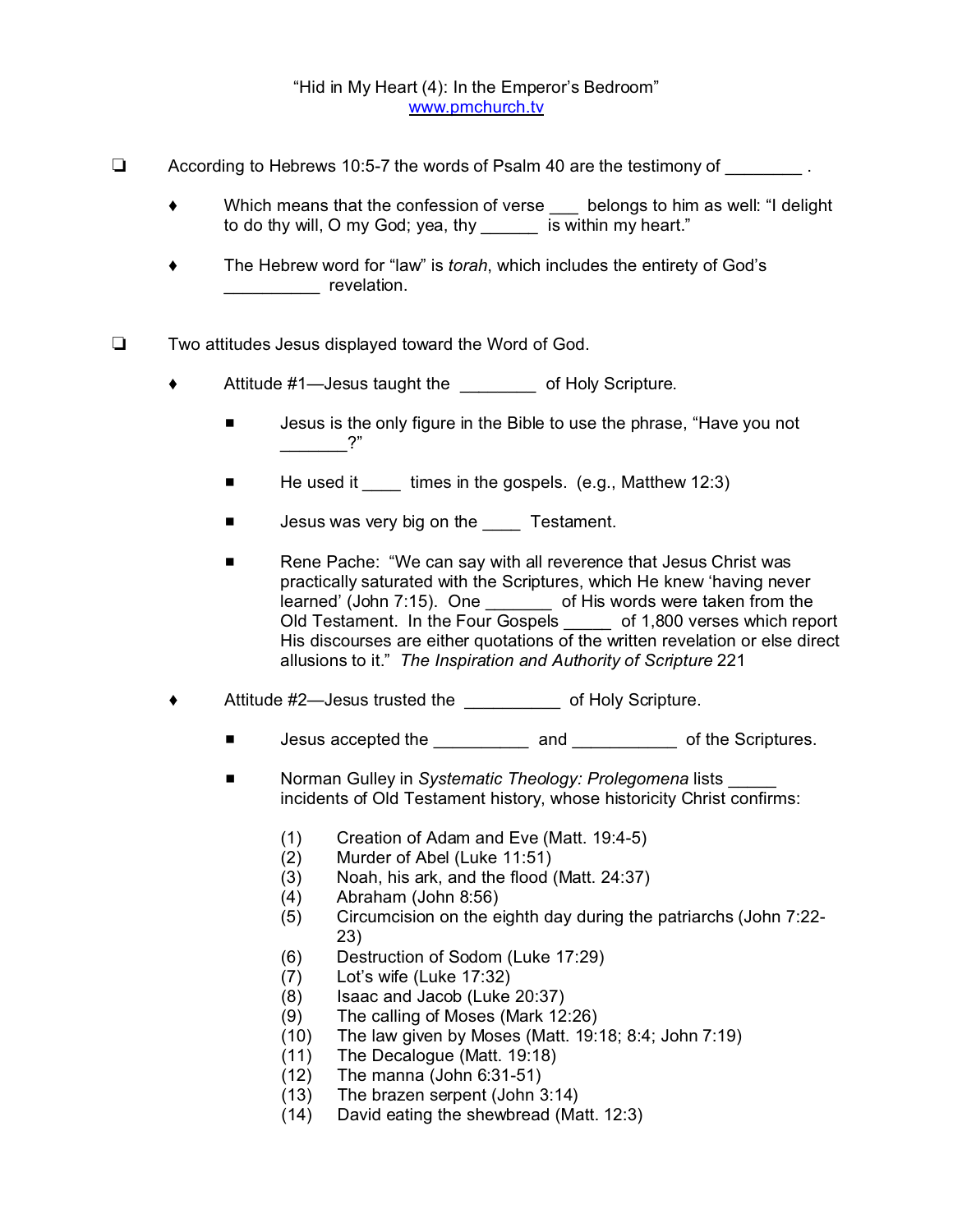"Hid in My Heart (4): In the Emperor's Bedroom"
www.pmchurch.tv

- ❑ According to Hebrews 10:5-7 the words of Psalm 40 are the testimony of ________ .
  - ♦ Which means that the confession of verse ___ belongs to him as well: "I delight to do thy will, O my God; yea, thy ______ is within my heart."
  - ♦ The Hebrew word for "law" is *torah*, which includes the entirety of God's __________ revelation.

- ❑ Two attitudes Jesus displayed toward the Word of God.
  - ♦ Attitude #1—Jesus taught the ________ of Holy Scripture.
    - ■ Jesus is the only figure in the Bible to use the phrase, "Have you not _______?"
    - ■ He used it ____ times in the gospels. (e.g., Matthew 12:3)
    - ■ Jesus was very big on the ____ Testament.
    - ■ Rene Pache: "We can say with all reverence that Jesus Christ was practically saturated with the Scriptures, which He knew 'having never learned' (John 7:15). One _______ of His words were taken from the Old Testament. In the Four Gospels _____ of 1,800 verses which report His discourses are either quotations of the written revelation or else direct allusions to it." *The Inspiration and Authority of Scripture* 221
  - ♦ Attitude #2—Jesus trusted the __________ of Holy Scripture.
    - ■ Jesus accepted the __________ and ___________ of the Scriptures.
    - ■ Norman Gulley in *Systematic Theology: Prolegomena* lists _____ incidents of Old Testament history, whose historicity Christ confirms:

      (1) Creation of Adam and Eve (Matt. 19:4-5)
      (2) Murder of Abel (Luke 11:51)
      (3) Noah, his ark, and the flood (Matt. 24:37)
      (4) Abraham (John 8:56)
      (5) Circumcision on the eighth day during the patriarchs (John 7:22-23)
      (6) Destruction of Sodom (Luke 17:29)
      (7) Lot's wife (Luke 17:32)
      (8) Isaac and Jacob (Luke 20:37)
      (9) The calling of Moses (Mark 12:26)
      (10) The law given by Moses (Matt. 19:18; 8:4; John 7:19)
      (11) The Decalogue (Matt. 19:18)
      (12) The manna (John 6:31-51)
      (13) The brazen serpent (John 3:14)
      (14) David eating the shewbread (Matt. 12:3)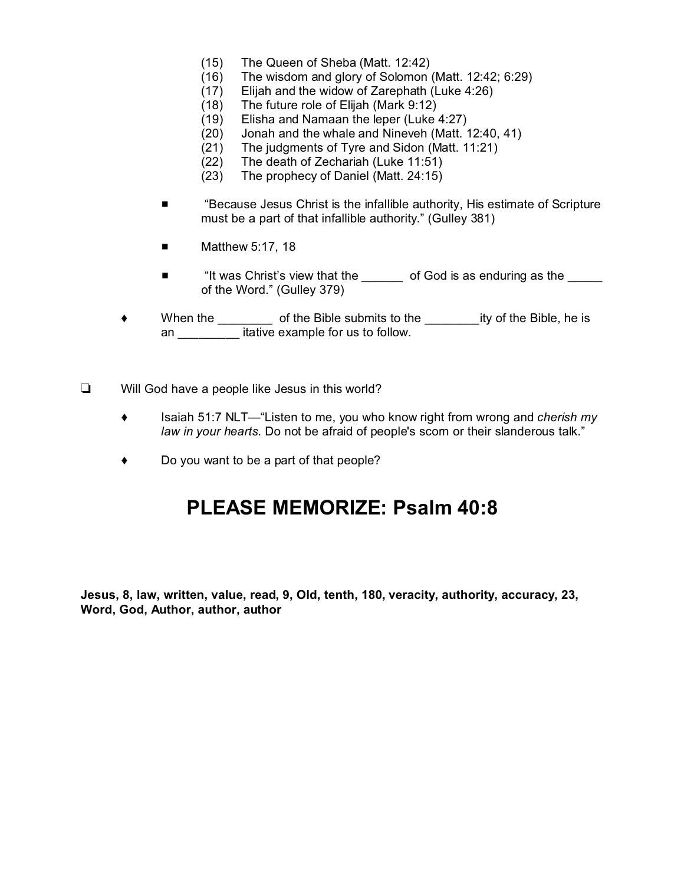(15) The Queen of Sheba (Matt. 12:42)
(16) The wisdom and glory of Solomon (Matt. 12:42; 6:29)
(17) Elijah and the widow of Zarephath (Luke 4:26)
(18) The future role of Elijah (Mark 9:12)
(19) Elisha and Namaan the leper (Luke 4:27)
(20) Jonah and the whale and Nineveh (Matt. 12:40, 41)
(21) The judgments of Tyre and Sidon (Matt. 11:21)
(22) The death of Zechariah (Luke 11:51)
(23) The prophecy of Daniel (Matt. 24:15)

- "Because Jesus Christ is the infallible authority, His estimate of Scripture must be a part of that infallible authority." (Gulley 381)
- Matthew 5:17, 18
- "It was Christ's view that the ______ of God is as enduring as the _____ of the Word." (Gulley 379)

♦ When the ________ of the Bible submits to the ________ity of the Bible, he is an _________ itative example for us to follow.

❑ Will God have a people like Jesus in this world?

♦ Isaiah 51:7 NLT—"Listen to me, you who know right from wrong and *cherish my law in your hearts*. Do not be afraid of people's scorn or their slanderous talk."

♦ Do you want to be a part of that people?

# PLEASE MEMORIZE: Psalm 40:8

**Jesus, 8, law, written, value, read, 9, Old, tenth, 180, veracity, authority, accuracy, 23, Word, God, Author, author, author**